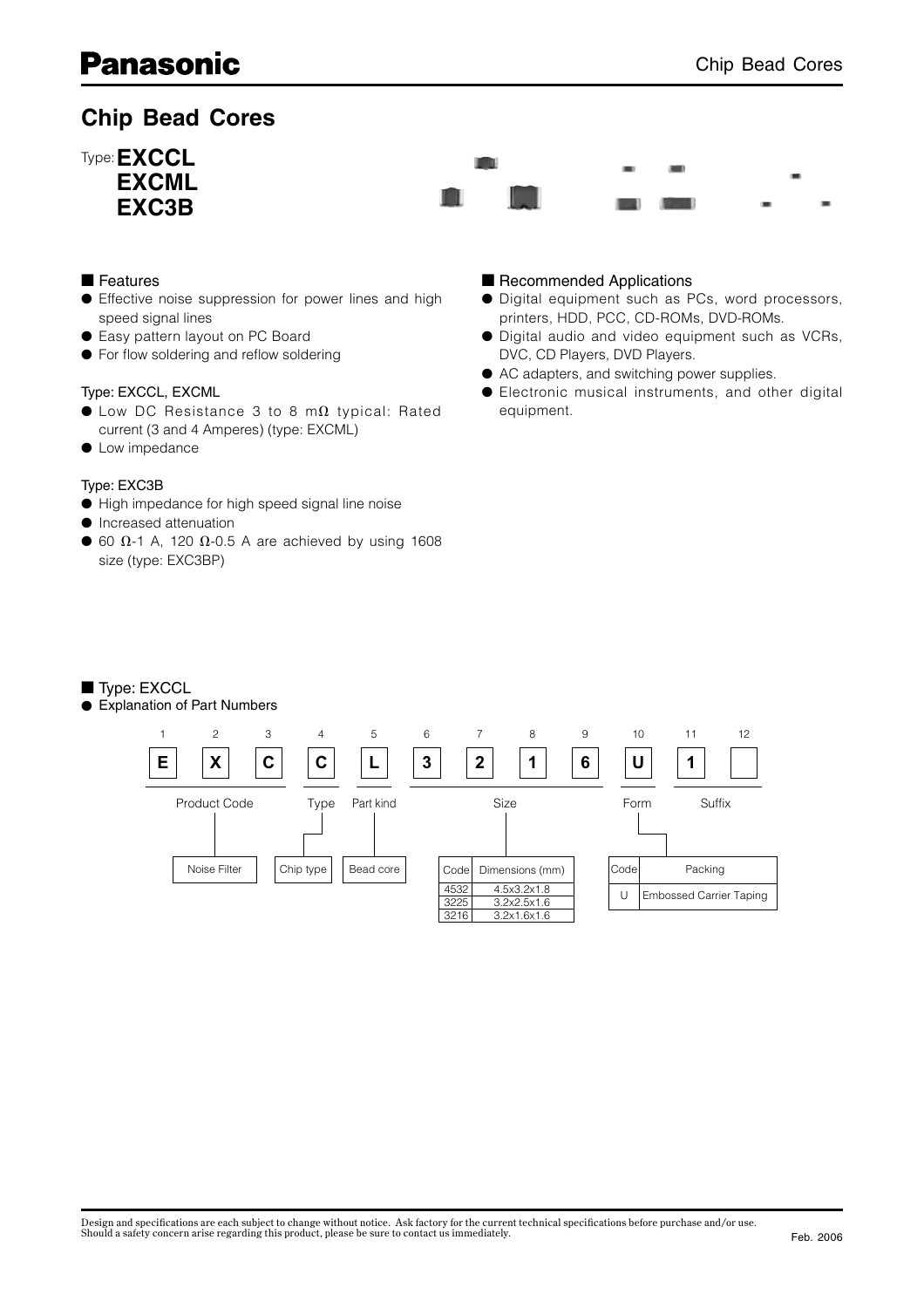# Chip Bead Cores

Type: **EXCCL**
**EXCML**
**EXC3B**

## ■ Features

- Effective noise suppression for power lines and high speed signal lines
- Easy pattern layout on PC Board
- For flow soldering and reflow soldering

Type: EXCCL, EXCML

- Low DC Resistance 3 to 8 mΩ typical: Rated current (3 and 4 Amperes) (type: EXCML)
- Low impedance

Type: EXC3B

- High impedance for high speed signal line noise
- Increased attenuation
- 60 Ω-1 A, 120 Ω-0.5 A are achieved by using 1608 size (type: EXC3BP)

## ■ Recommended Applications

- Digital equipment such as PCs, word processors, printers, HDD, PCC, CD-ROMs, DVD-ROMs.
- Digital audio and video equipment such as VCRs, DVC, CD Players, DVD Players.
- AC adapters, and switching power supplies.
- Electronic musical instruments, and other digital equipment.

## ■ Type: EXCCL

- Explanation of Part Numbers

| 1 | 2 | 3 | 4 | 5 | 6 | 7 | 8 | 9 | 10 | 11 | 12 |
|---|---|---|---|---|---|---|---|---|---|---|---|
| E | X | C | C | L | 3 | 2 | 1 | 6 | U | 1 | |
| Product Code | | | Type | Part kind | Size | | | | Form | Suffix | |
| Noise Filter | | | Chip type | Bead core | | | | | | | |

| Code | Dimensions (mm) |
|---|---|
| 4532 | 4.5x3.2x1.8 |
| 3225 | 3.2x2.5x1.6 |
| 3216 | 3.2x1.6x1.6 |

| Code | Packing |
|---|---|
| U | Embossed Carrier Taping |

Design and specifications are each subject to change without notice. Ask factory for the current technical specifications before purchase and/or use.
Should a safety concern arise regarding this product, please be sure to contact us immediately.

Feb. 2006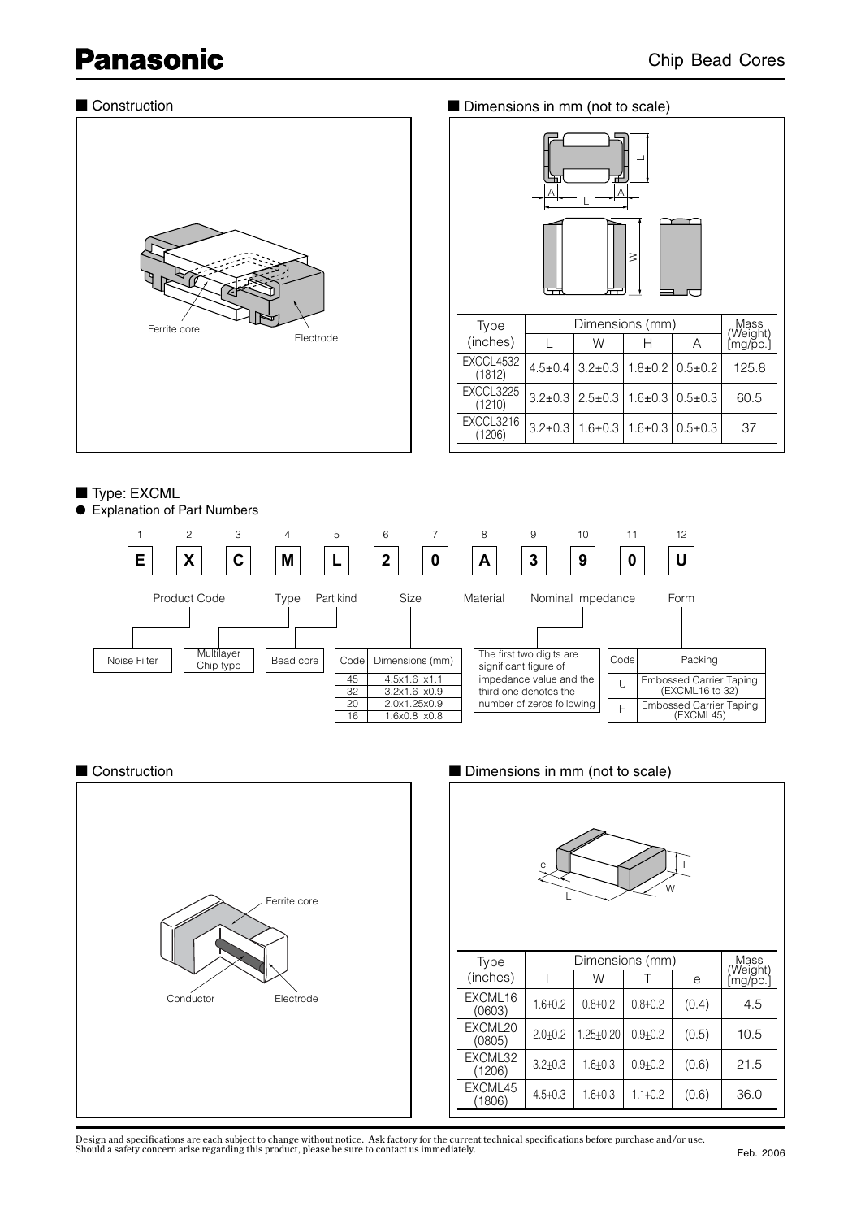■ Construction

■ Dimensions in mm (not to scale)

| Type (inches) | Dimensions (mm) | | | | Mass (Weight) [mg/pc.] |
|---|---|---|---|---|---|
| | L | W | H | A | |
| EXCCL4532 (1812) | 4.5±0.4 | 3.2±0.3 | 1.8±0.2 | 0.5±0.2 | 125.8 |
| EXCCL3225 (1210) | 3.2±0.3 | 2.5±0.3 | 1.6±0.3 | 0.5±0.3 | 60.5 |
| EXCCL3216 (1206) | 3.2±0.3 | 1.6±0.3 | 1.6±0.3 | 0.5±0.3 | 37 |

■ Type: EXCML

● Explanation of Part Numbers

| 1 | 2 | 3 | 4 | 5 | 6 | 7 | 8 | 9 | 10 | 11 | 12 |
|---|---|---|---|---|---|---|---|---|---|---|---|
| E | X | C | M | L | 2 | 0 | A | 3 | 9 | 0 | U |
| Product Code | | | Type | Part kind | Size | | Material | Nominal Impedance | | | Form |

- Product Code: Noise Filter
- Type: Multilayer Chip type
- Part kind: Bead core

Size:

| Code | Dimensions (mm) |
|---|---|
| 45 | 4.5x1.6 x1.1 |
| 32 | 3.2x1.6 x0.9 |
| 20 | 2.0x1.25x0.9 |
| 16 | 1.6x0.8 x0.8 |

Nominal Impedance: The first two digits are significant figure of impedance value and the third one denotes the number of zeros following

Form:

| Code | Packing |
|---|---|
| U | Embossed Carrier Taping (EXCML16 to 32) |
| H | Embossed Carrier Taping (EXCML45) |

■ Construction

■ Dimensions in mm (not to scale)

| Type (inches) | Dimensions (mm) | | | | Mass (Weight) [mg/pc.] |
|---|---|---|---|---|---|
| | L | W | T | e | |
| EXCML16 (0603) | 1.6±0.2 | 0.8±0.2 | 0.8±0.2 | (0.4) | 4.5 |
| EXCML20 (0805) | 2.0±0.2 | 1.25±0.20 | 0.9±0.2 | (0.5) | 10.5 |
| EXCML32 (1206) | 3.2±0.3 | 1.6±0.3 | 0.9±0.2 | (0.6) | 21.5 |
| EXCML45 (1806) | 4.5±0.3 | 1.6±0.3 | 1.1±0.2 | (0.6) | 36.0 |

Design and specifications are each subject to change without notice. Ask factory for the current technical specifications before purchase and/or use.
Should a safety concern arise regarding this product, please be sure to contact us immediately.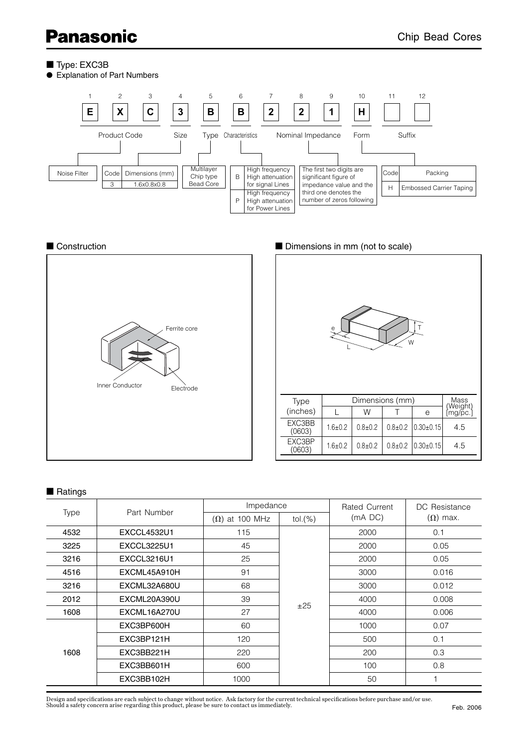## Chip Bead Cores

■ Type: EXC3B

● Explanation of Part Numbers

| 1 | 2 | 3 | 4 | 5 | 6 | 7 | 8 | 9 | 10 | 11 | 12 |
|---|---|---|---|---|---|---|---|---|---|---|---|
| E | X | C | 3 | B | B | 2 | 2 | 1 | H | | |
| Product Code | | | Size | Type | Characteristics | Nominal Impedance | | | Form | Suffix | |

Product Code: Noise Filter

Size:

| Code | Dimensions (mm) |
|---|---|
| 3 | 1.6x0.8x0.8 |

Type: Multilayer Chip type Bead Core

Characteristics:

| | |
|---|---|
| B | High frequency High attenuation for signal Lines |
| P | High frequency High attenuation for Power Lines |

Nominal Impedance: The first two digits are significant figure of impedance value and the third one denotes the number of zeros following

Form:

| Code | Packing |
|---|---|
| H | Embossed Carrier Taping |

■ Construction

Ferrite core

Inner Conductor

Electrode

■ Dimensions in mm (not to scale)

| Type (inches) | Dimensions (mm) | | | | Mass (Weight) [mg/pc.] |
|---|---|---|---|---|---|
| | L | W | T | e | |
| EXC3BB (0603) | 1.6±0.2 | 0.8±0.2 | 0.8±0.2 | 0.30±0.15 | 4.5 |
| EXC3BP (0603) | 1.6±0.2 | 0.8±0.2 | 0.8±0.2 | 0.30±0.15 | 4.5 |

■ Ratings

| Type | Part Number | Impedance (Ω) at 100 MHz | Impedance tol.(%) | Rated Current (mA DC) | DC Resistance (Ω) max. |
|---|---|---|---|---|---|
| 4532 | EXCCL4532U1 | 115 | ±25 | 2000 | 0.1 |
| 3225 | EXCCL3225U1 | 45 | | 2000 | 0.05 |
| 3216 | EXCCL3216U1 | 25 | | 2000 | 0.05 |
| 4516 | EXCML45A910H | 91 | | 3000 | 0.016 |
| 3216 | EXCML32A680U | 68 | | 3000 | 0.012 |
| 2012 | EXCML20A390U | 39 | | 4000 | 0.008 |
| 1608 | EXCML16A270U | 27 | | 4000 | 0.006 |
| 1608 | EXC3BP600H | 60 | | 1000 | 0.07 |
| | EXC3BP121H | 120 | | 500 | 0.1 |
| | EXC3BB221H | 220 | | 200 | 0.3 |
| | EXC3BB601H | 600 | | 100 | 0.8 |
| | EXC3BB102H | 1000 | | 50 | 1 |

Design and specifications are each subject to change without notice. Ask factory for the current technical specifications before purchase and/or use.
Should a safety concern arise regarding this product, please be sure to contact us immediately.

Feb. 2006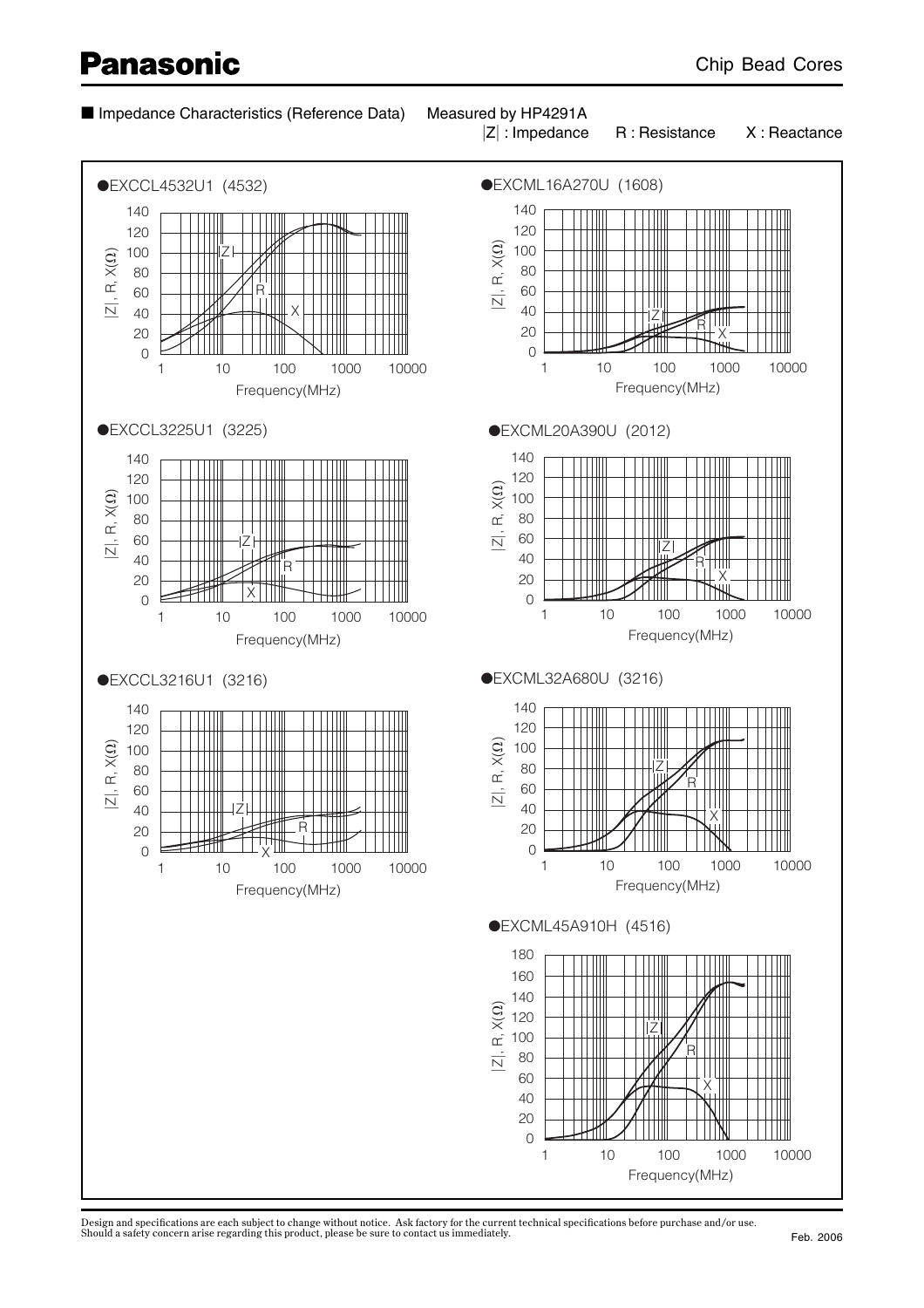## ■ Impedance Characteristics (Reference Data)

Measured by HP4291A

|Z| : Impedance  R : Resistance  X : Reactance

●EXCCL4532U1 (4532)

|Z|, R, X(Ω)

Frequency(MHz)

●EXCML16A270U (1608)

|Z|, R, X(Ω)

Frequency(MHz)

●EXCCL3225U1 (3225)

|Z|, R, X(Ω)

Frequency(MHz)

●EXCML20A390U (2012)

|Z|, R, X(Ω)

Frequency(MHz)

●EXCCL3216U1 (3216)

|Z|, R, X(Ω)

Frequency(MHz)

●EXCML32A680U (3216)

|Z|, R, X(Ω)

Frequency(MHz)

●EXCML45A910H (4516)

|Z|, R, X(Ω)

Frequency(MHz)

Design and specifications are each subject to change without notice. Ask factory for the current technical specifications before purchase and/or use.
Should a safety concern arise regarding this product, please be sure to contact us immediately.

Feb. 2006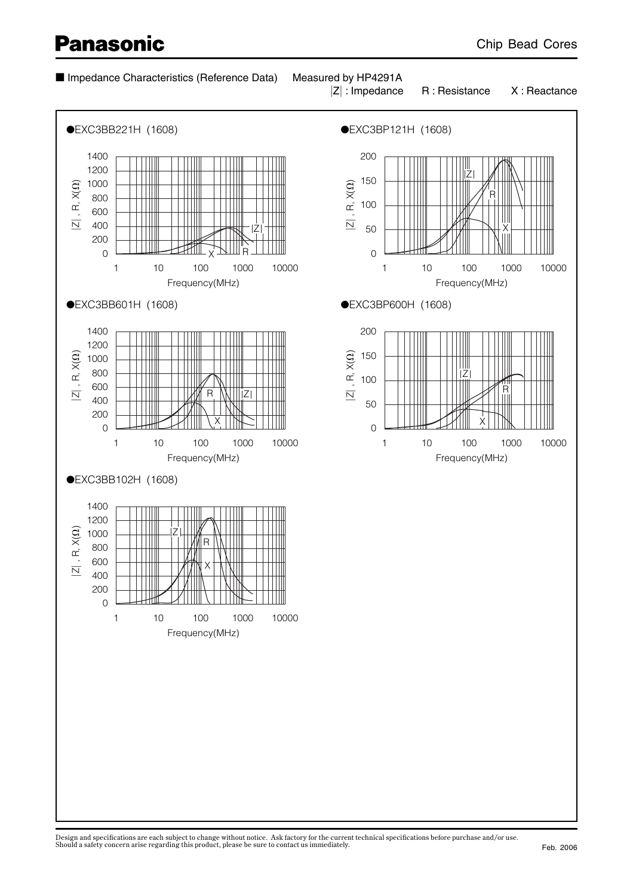■ Impedance Characteristics (Reference Data) Measured by HP4291A

|Z| : Impedance R : Resistance X : Reactance

●EXC3BB221H (1608)

●EXC3BP121H (1608)

●EXC3BB601H (1608)

●EXC3BP600H (1608)

●EXC3BB102H (1608)

Design and specifications are each subject to change without notice. Ask factory for the current technical specifications before purchase and/or use.
Should a safety concern arise regarding this product, please be sure to contact us immediately.

Feb. 2006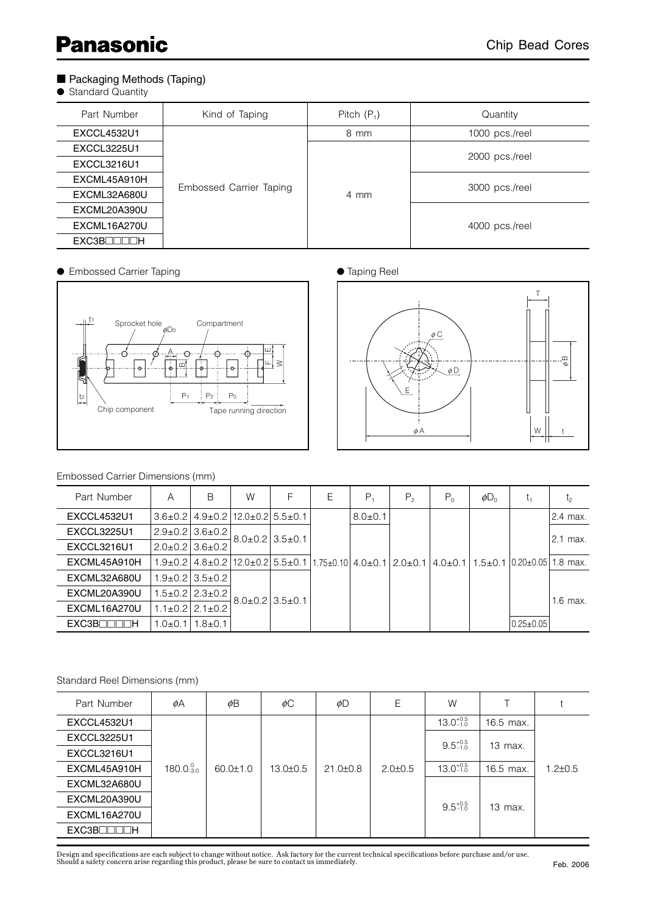Panasonic

## Chip Bead Cores

### ■ Packaging Methods (Taping)

● Standard Quantity

| Part Number | Kind of Taping | Pitch ($P_1$) | Quantity |
|---|---|---|---|
| EXCCL4532U1 | Embossed Carrier Taping | 8 mm | 1000 pcs./reel |
| EXCCL3225U1 | | 4 mm | 2000 pcs./reel |
| EXCCL3216U1 | | | |
| EXCML45A910H | | | 3000 pcs./reel |
| EXCML32A680U | | | |
| EXCML20A390U | | | 4000 pcs./reel |
| EXCML16A270U | | | |
| EXC3B□□□□H | | | |

● Embossed Carrier Taping

● Taping Reel

Embossed Carrier Dimensions (mm)

| Part Number | A | B | W | F | E | $P_1$ | $P_2$ | $P_0$ | $\phi D_0$ | $t_1$ | $t_2$ |
|---|---|---|---|---|---|---|---|---|---|---|---|
| EXCCL4532U1 | 3.6±0.2 | 4.9±0.2 | 12.0±0.2 | 5.5±0.1 | 1.75±0.10 | 8.0±0.1 | 2.0±0.1 | 4.0±0.1 | 1.5±0.1 | 0.20±0.05 | 2.4 max. |
| EXCCL3225U1 | 2.9±0.2 | 3.6±0.2 | 8.0±0.2 | 3.5±0.1 | | 4.0±0.1 | | | | | 2.1 max. |
| EXCCL3216U1 | 2.0±0.2 | 3.6±0.2 | | | | | | | | | |
| EXCML45A910H | 1.9±0.2 | 4.8±0.2 | 12.0±0.2 | 5.5±0.1 | | | | | | | 1.8 max. |
| EXCML32A680U | 1.9±0.2 | 3.5±0.2 | 8.0±0.2 | 3.5±0.1 | | | | | | | 1.6 max. |
| EXCML20A390U | 1.5±0.2 | 2.3±0.2 | | | | | | | | | |
| EXCML16A270U | 1.1±0.2 | 2.1±0.2 | | | | | | | | | |
| EXC3B□□□□H | 1.0±0.1 | 1.8±0.1 | | | | | | | | 0.25±0.05 | |

Standard Reel Dimensions (mm)

| Part Number | $\phi A$ | $\phi B$ | $\phi C$ | $\phi D$ | E | W | T | t |
|---|---|---|---|---|---|---|---|---|
| EXCCL4532U1 | $180.0^{0}_{-3.0}$ | 60.0±1.0 | 13.0±0.5 | 21.0±0.8 | 2.0±0.5 | $13.0^{+0.5}_{-1.0}$ | 16.5 max. | 1.2±0.5 |
| EXCCL3225U1 | | | | | | $9.5^{+0.5}_{-1.0}$ | 13 max. | |
| EXCCL3216U1 | | | | | | | | |
| EXCML45A910H | | | | | | $13.0^{+0.5}_{-1.0}$ | 16.5 max. | |
| EXCML32A680U | | | | | | $9.5^{+0.5}_{-1.0}$ | 13 max. | |
| EXCML20A390U | | | | | | | | |
| EXCML16A270U | | | | | | | | |
| EXC3B□□□□H | | | | | | | | |

Design and specifications are each subject to change without notice. Ask factory for the current technical specifications before purchase and/or use.
Should a safety concern arise regarding this product, please be sure to contact us immediately.

Feb. 2006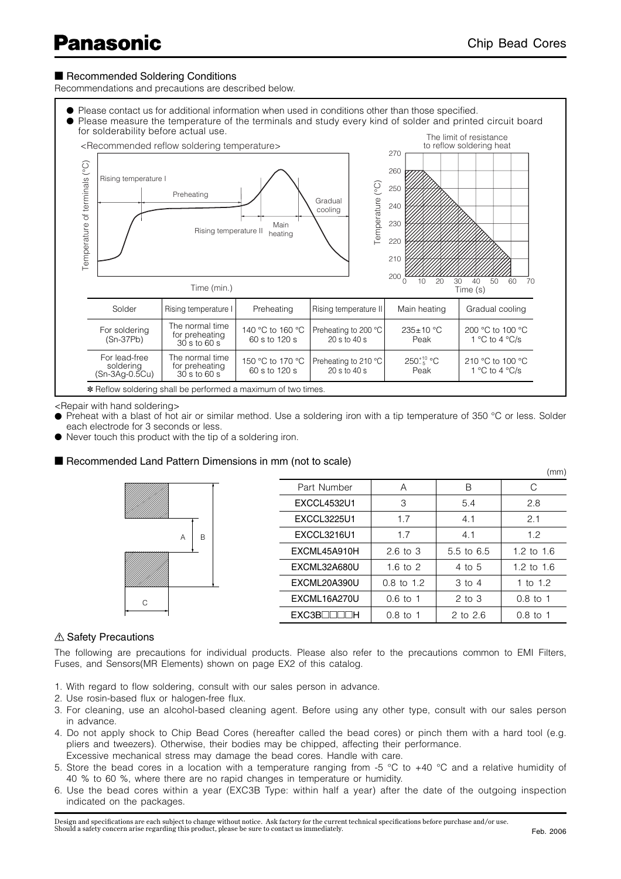## ■ Recommended Soldering Conditions

Recommendations and precautions are described below.

- Please contact us for additional information when used in conditions other than those specified.
- Please measure the temperature of the terminals and study every kind of solder and printed circuit board for solderability before actual use.

<Recommended reflow soldering temperature>

The limit of resistance to reflow soldering heat

| Solder | Rising temperature I | Preheating | Rising temperature II | Main heating | Gradual cooling |
|---|---|---|---|---|---|
| For soldering (Sn-37Pb) | The normal time for preheating 30 s to 60 s | 140 °C to 160 °C 60 s to 120 s | Preheating to 200 °C 20 s to 40 s | 235±10 °C Peak | 200 °C to 100 °C 1 °C to 4 °C/s |
| For lead-free soldering (Sn-3Ag-0.5Cu) | The normal time for preheating 30 s to 60 s | 150 °C to 170 °C 60 s to 120 s | Preheating to 210 °C 20 s to 40 s | $250^{+10}_{-5}$ °C Peak | 210 °C to 100 °C 1 °C to 4 °C/s |

✻ Reflow soldering shall be performed a maximum of two times.

<Repair with hand soldering>

- Preheat with a blast of hot air or similar method. Use a soldering iron with a tip temperature of 350 °C or less. Solder each electrode for 3 seconds or less.
- Never touch this product with the tip of a soldering iron.

## ■ Recommended Land Pattern Dimensions in mm (not to scale)

(mm)

| Part Number | A | B | C |
|---|---|---|---|
| EXCCL4532U1 | 3 | 5.4 | 2.8 |
| EXCCL3225U1 | 1.7 | 4.1 | 2.1 |
| EXCCL3216U1 | 1.7 | 4.1 | 1.2 |
| EXCML45A910H | 2.6 to 3 | 5.5 to 6.5 | 1.2 to 1.6 |
| EXCML32A680U | 1.6 to 2 | 4 to 5 | 1.2 to 1.6 |
| EXCML20A390U | 0.8 to 1.2 | 3 to 4 | 1 to 1.2 |
| EXCML16A270U | 0.6 to 1 | 2 to 3 | 0.8 to 1 |
| EXC3B□□□□H | 0.8 to 1 | 2 to 2.6 | 0.8 to 1 |

## ⚠ Safety Precautions

The following are precautions for individual products. Please also refer to the precautions common to EMI Filters, Fuses, and Sensors(MR Elements) shown on page EX2 of this catalog.

1. With regard to flow soldering, consult with our sales person in advance.
2. Use rosin-based flux or halogen-free flux.
3. For cleaning, use an alcohol-based cleaning agent. Before using any other type, consult with our sales person in advance.
4. Do not apply shock to Chip Bead Cores (hereafter called the bead cores) or pinch them with a hard tool (e.g. pliers and tweezers). Otherwise, their bodies may be chipped, affecting their performance.
   Excessive mechanical stress may damage the bead cores. Handle with care.
5. Store the bead cores in a location with a temperature ranging from -5 °C to +40 °C and a relative humidity of 40 % to 60 %, where there are no rapid changes in temperature or humidity.
6. Use the bead cores within a year (EXC3B Type: within half a year) after the date of the outgoing inspection indicated on the packages.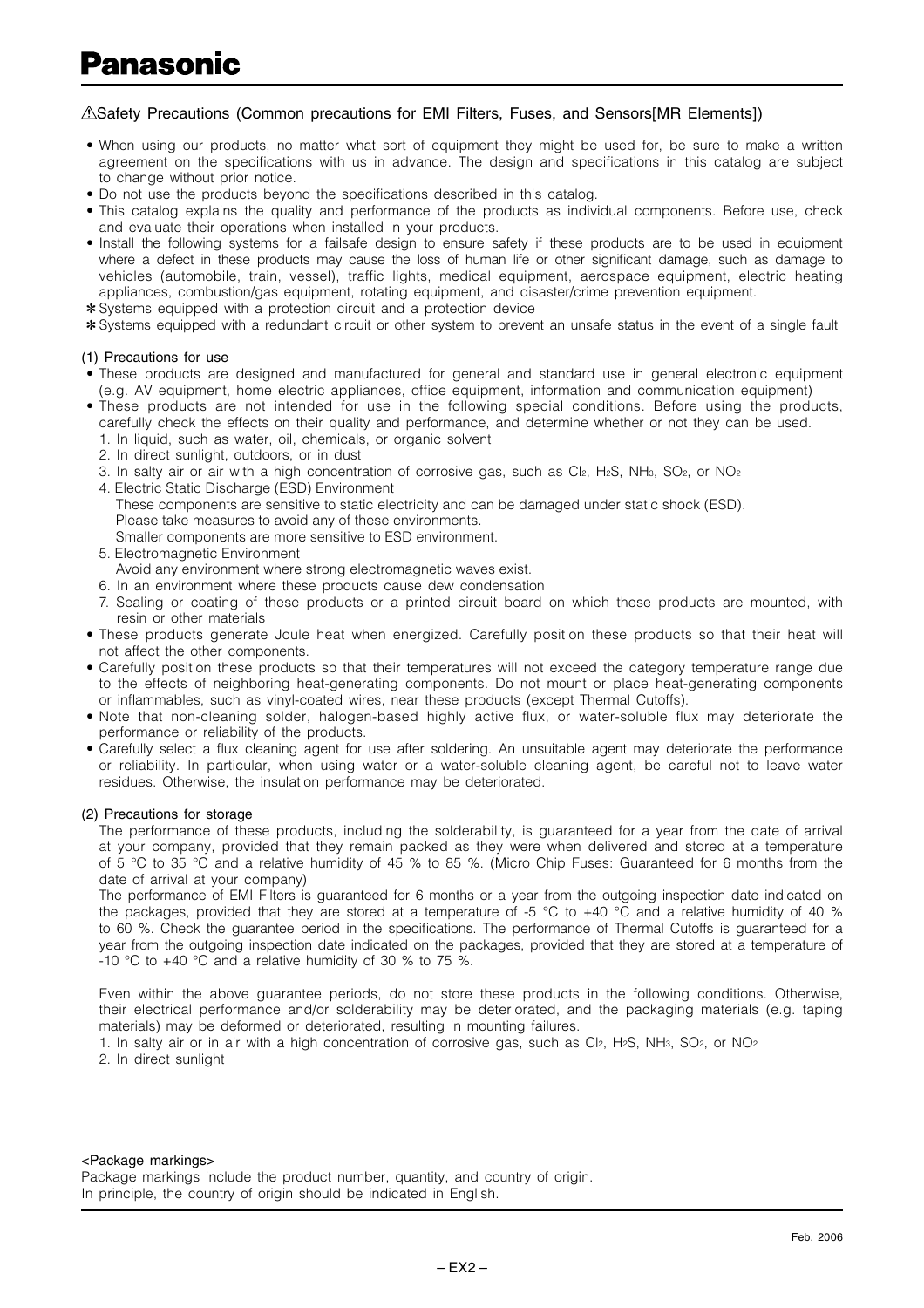# Panasonic

## ⚠Safety Precautions (Common precautions for EMI Filters, Fuses, and Sensors[MR Elements])

- When using our products, no matter what sort of equipment they might be used for, be sure to make a written agreement on the specifications with us in advance. The design and specifications in this catalog are subject to change without prior notice.
- Do not use the products beyond the specifications described in this catalog.
- This catalog explains the quality and performance of the products as individual components. Before use, check and evaluate their operations when installed in your products.
- Install the following systems for a failsafe design to ensure safety if these products are to be used in equipment where a defect in these products may cause the loss of human life or other significant damage, such as damage to vehicles (automobile, train, vessel), traffic lights, medical equipment, aerospace equipment, electric heating appliances, combustion/gas equipment, rotating equipment, and disaster/crime prevention equipment.

✻Systems equipped with a protection circuit and a protection device

✻Systems equipped with a redundant circuit or other system to prevent an unsafe status in the event of a single fault

### (1) Precautions for use

- These products are designed and manufactured for general and standard use in general electronic equipment (e.g. AV equipment, home electric appliances, office equipment, information and communication equipment)
- These products are not intended for use in the following special conditions. Before using the products, carefully check the effects on their quality and performance, and determine whether or not they can be used.
  1. In liquid, such as water, oil, chemicals, or organic solvent
  2. In direct sunlight, outdoors, or in dust
  3. In salty air or air with a high concentration of corrosive gas, such as $Cl_2$, $H_2S$, $NH_3$, $SO_2$, or $NO_2$
  4. Electric Static Discharge (ESD) Environment
     These components are sensitive to static electricity and can be damaged under static shock (ESD).
     Please take measures to avoid any of these environments.
     Smaller components are more sensitive to ESD environment.
  5. Electromagnetic Environment
     Avoid any environment where strong electromagnetic waves exist.
  6. In an environment where these products cause dew condensation
  7. Sealing or coating of these products or a printed circuit board on which these products are mounted, with resin or other materials
- These products generate Joule heat when energized. Carefully position these products so that their heat will not affect the other components.
- Carefully position these products so that their temperatures will not exceed the category temperature range due to the effects of neighboring heat-generating components. Do not mount or place heat-generating components or inflammables, such as vinyl-coated wires, near these products (except Thermal Cutoffs).
- Note that non-cleaning solder, halogen-based highly active flux, or water-soluble flux may deteriorate the performance or reliability of the products.
- Carefully select a flux cleaning agent for use after soldering. An unsuitable agent may deteriorate the performance or reliability. In particular, when using water or a water-soluble cleaning agent, be careful not to leave water residues. Otherwise, the insulation performance may be deteriorated.

### (2) Precautions for storage

The performance of these products, including the solderability, is guaranteed for a year from the date of arrival at your company, provided that they remain packed as they were when delivered and stored at a temperature of 5 °C to 35 °C and a relative humidity of 45 % to 85 %. (Micro Chip Fuses: Guaranteed for 6 months from the date of arrival at your company)

The performance of EMI Filters is guaranteed for 6 months or a year from the outgoing inspection date indicated on the packages, provided that they are stored at a temperature of -5 °C to +40 °C and a relative humidity of 40 % to 60 %. Check the guarantee period in the specifications. The performance of Thermal Cutoffs is guaranteed for a year from the outgoing inspection date indicated on the packages, provided that they are stored at a temperature of -10 °C to +40 °C and a relative humidity of 30 % to 75 %.

Even within the above guarantee periods, do not store these products in the following conditions. Otherwise, their electrical performance and/or solderability may be deteriorated, and the packaging materials (e.g. taping materials) may be deformed or deteriorated, resulting in mounting failures.

1. In salty air or in air with a high concentration of corrosive gas, such as $Cl_2$, $H_2S$, $NH_3$, $SO_2$, or $NO_2$
2. In direct sunlight

<Package markings>

Package markings include the product number, quantity, and country of origin.
In principle, the country of origin should be indicated in English.

Feb. 2006